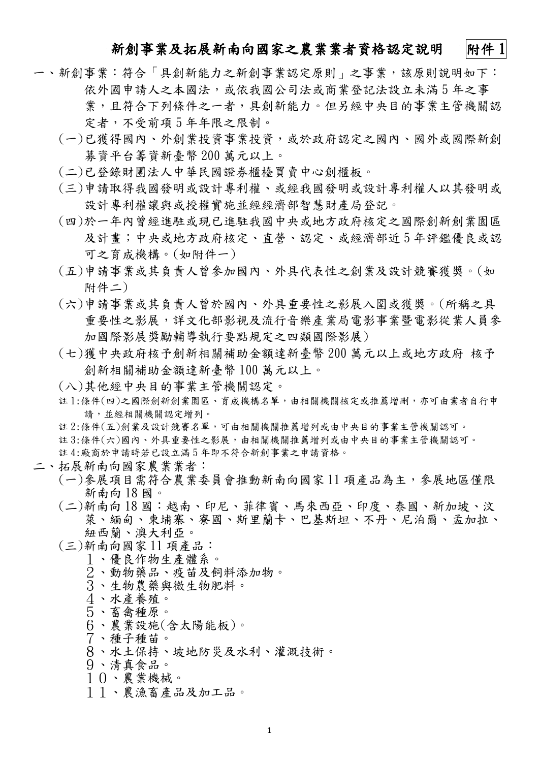# 新創事業及拓展新南向國家之農業業者資格認定說明　附件 1

一、新創事業：符合「具創新能力之新創事業認定原則」之事業，該原則說明如下：依外國申請人之本國法，或依我國公司法或商業登記法設立未滿 5 年之事業，且符合下列條件之一者，具創新能力。但另經中央目的事業主管機關認定者，不受前項 5 年年限之限制。

(一)已獲得國內、外創業投資事業投資，或於政府認定之國內、國外或國際新創募資平台籌資新臺幣 200 萬元以上。

(二)已登錄財團法人中華民國證券櫃檯買賣中心創櫃板。

(三)申請取得我國發明或設計專利權、或經我國發明或設計專利權人以其發明或設計專利權讓與或授權實施並經經濟部智慧財產局登記。

(四)於一年內曾經進駐或現已進駐我國中央或地方政府核定之國際創新創業園區及計畫；中央或地方政府核定、直營、認定、或經濟部近 5 年評鑑優良或認可之育成機構。(如附件一)

(五)申請事業或其負責人曾參加國內、外具代表性之創業及設計競賽獲獎。(如附件二)

(六)申請事業或其負責人曾於國內、外具重要性之影展入圍或獲獎。(所稱之具重要性之影展，詳文化部影視及流行音樂產業局電影事業暨電影從業人員參加國際影展獎勵輔導執行要點規定之四類國際影展)

(七)獲中央政府核予創新相關補助金額達新臺幣 200 萬元以上或地方政府 核予創新相關補助金額達新臺幣 100 萬元以上。

(八)其他經中央目的事業主管機關認定。

註 1:條件(四)之國際創新創業園區、育成機構名單，由相關機關核定或推薦增刪，亦可由業者自行申請，並經相關機關認定增列。

註 2:條件(五)創業及設計競賽名單，可由相關機關推薦增列或由中央目的事業主管機關認可。

註 3:條件(六)國內、外具重要性之影展，由相關機關推薦增列或由中央目的事業主管機關認可。

註 4:廠商於申請時若已設立滿 5 年即不符合新創事業之申請資格。

二、拓展新南向國家農業業者：

(一)參展項目需符合農業委員會推動新南向國家 11 項產品為主，參展地區僅限新南向 18 國。

(二)新南向 18 國：越南、印尼、菲律賓、馬來西亞、印度、泰國、新加坡、汶萊、緬甸、柬埔寨、寮國、斯里蘭卡、巴基斯坦、不丹、尼泊爾、孟加拉、紐西蘭、澳大利亞。

(三)新南向國家 11 項產品：

１、優良作物生產體系。
２、動物藥品、疫苗及飼料添加物。
３、生物農藥與微生物肥料。
４、水產養殖。
５、畜禽種原。
６、農業設施(含太陽能板)。
７、種子種苗。
８、水土保持、坡地防災及水利、灌溉技術。
９、清真食品。
１０、農業機械。
１１、農漁畜產品及加工品。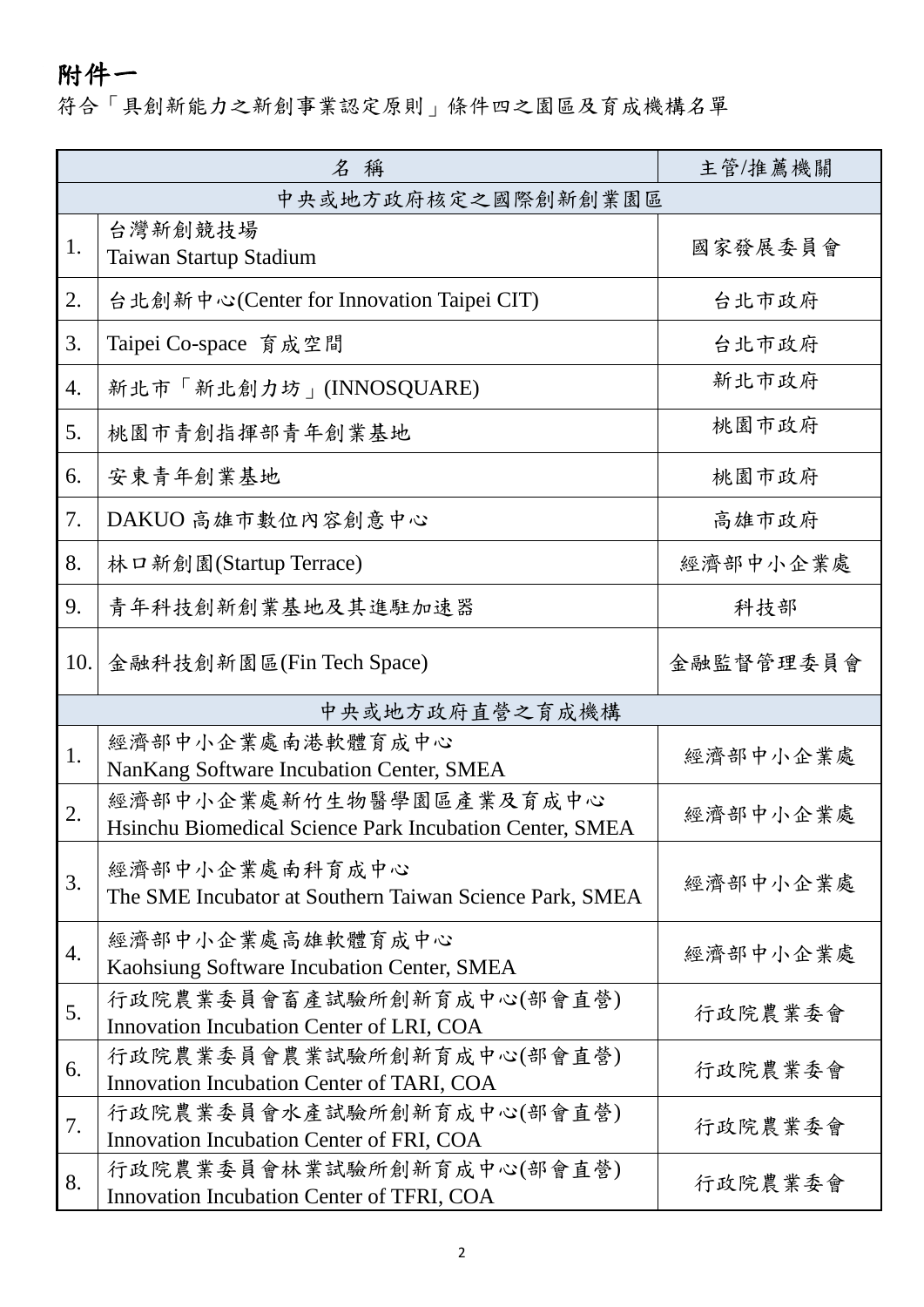# 附件一

符合「具創新能力之新創事業認定原則」條件四之園區及育成機構名單

| | 名稱 | 主管/推薦機關 |
|---|---|---|
| 中央或地方政府核定之國際創新創業園區 | | |
| 1. | 台灣新創競技場<br>Taiwan Startup Stadium | 國家發展委員會 |
| 2. | 台北創新中心(Center for Innovation Taipei CIT) | 台北市政府 |
| 3. | Taipei Co-space 育成空間 | 台北市政府 |
| 4. | 新北市「新北創力坊」(INNOSQUARE) | 新北市政府 |
| 5. | 桃園市青創指揮部青年創業基地 | 桃園市政府 |
| 6. | 安東青年創業基地 | 桃園市政府 |
| 7. | DAKUO 高雄市數位內容創意中心 | 高雄市政府 |
| 8. | 林口新創園(Startup Terrace) | 經濟部中小企業處 |
| 9. | 青年科技創新創業基地及其進駐加速器 | 科技部 |
| 10. | 金融科技創新園區(Fin Tech Space) | 金融監督管理委員會 |
| 中央或地方政府直營之育成機構 | | |
| 1. | 經濟部中小企業處南港軟體育成中心<br>NanKang Software Incubation Center, SMEA | 經濟部中小企業處 |
| 2. | 經濟部中小企業處新竹生物醫學園區產業及育成中心<br>Hsinchu Biomedical Science Park Incubation Center, SMEA | 經濟部中小企業處 |
| 3. | 經濟部中小企業處南科育成中心<br>The SME Incubator at Southern Taiwan Science Park, SMEA | 經濟部中小企業處 |
| 4. | 經濟部中小企業處高雄軟體育成中心<br>Kaohsiung Software Incubation Center, SMEA | 經濟部中小企業處 |
| 5. | 行政院農業委員會畜產試驗所創新育成中心(部會直營)<br>Innovation Incubation Center of LRI, COA | 行政院農業委會 |
| 6. | 行政院農業委員會農業試驗所創新育成中心(部會直營)<br>Innovation Incubation Center of TARI, COA | 行政院農業委會 |
| 7. | 行政院農業委員會水產試驗所創新育成中心(部會直營)<br>Innovation Incubation Center of FRI, COA | 行政院農業委會 |
| 8. | 行政院農業委員會林業試驗所創新育成中心(部會直營)<br>Innovation Incubation Center of TFRI, COA | 行政院農業委會 |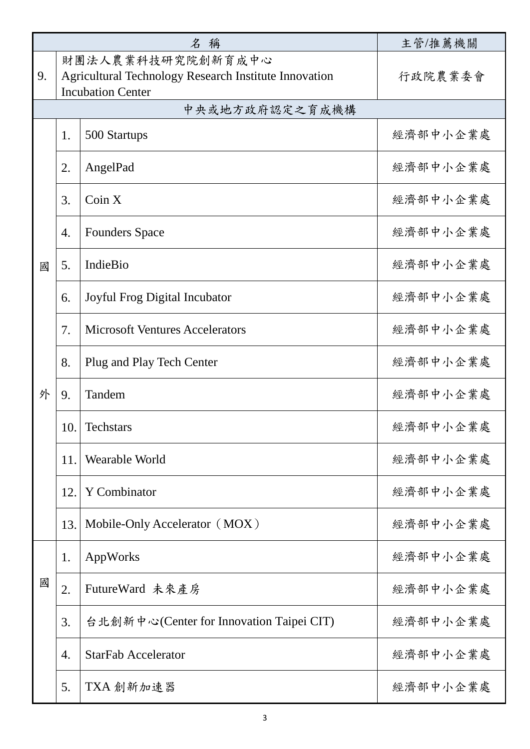| | | 名 稱 | 主管/推薦機關 |
|---|---|---|---|
| 9. | | 財團法人農業科技研究院創新育成中心 Agricultural Technology Research Institute Innovation Incubation Center | 行政院農業委會 |
| 中央或地方政府認定之育成機構 | | | |
| 國外 | 1. | 500 Startups | 經濟部中小企業處 |
| | 2. | AngelPad | 經濟部中小企業處 |
| | 3. | Coin X | 經濟部中小企業處 |
| | 4. | Founders Space | 經濟部中小企業處 |
| | 5. | IndieBio | 經濟部中小企業處 |
| | 6. | Joyful Frog Digital Incubator | 經濟部中小企業處 |
| | 7. | Microsoft Ventures Accelerators | 經濟部中小企業處 |
| | 8. | Plug and Play Tech Center | 經濟部中小企業處 |
| | 9. | Tandem | 經濟部中小企業處 |
| | 10. | Techstars | 經濟部中小企業處 |
| | 11. | Wearable World | 經濟部中小企業處 |
| | 12. | Y Combinator | 經濟部中小企業處 |
| | 13. | Mobile-Only Accelerator（MOX） | 經濟部中小企業處 |
| 國 | 1. | AppWorks | 經濟部中小企業處 |
| | 2. | FutureWard 未來產房 | 經濟部中小企業處 |
| | 3. | 台北創新中心(Center for Innovation Taipei CIT) | 經濟部中小企業處 |
| | 4. | StarFab Accelerator | 經濟部中小企業處 |
| | 5. | TXA 創新加速器 | 經濟部中小企業處 |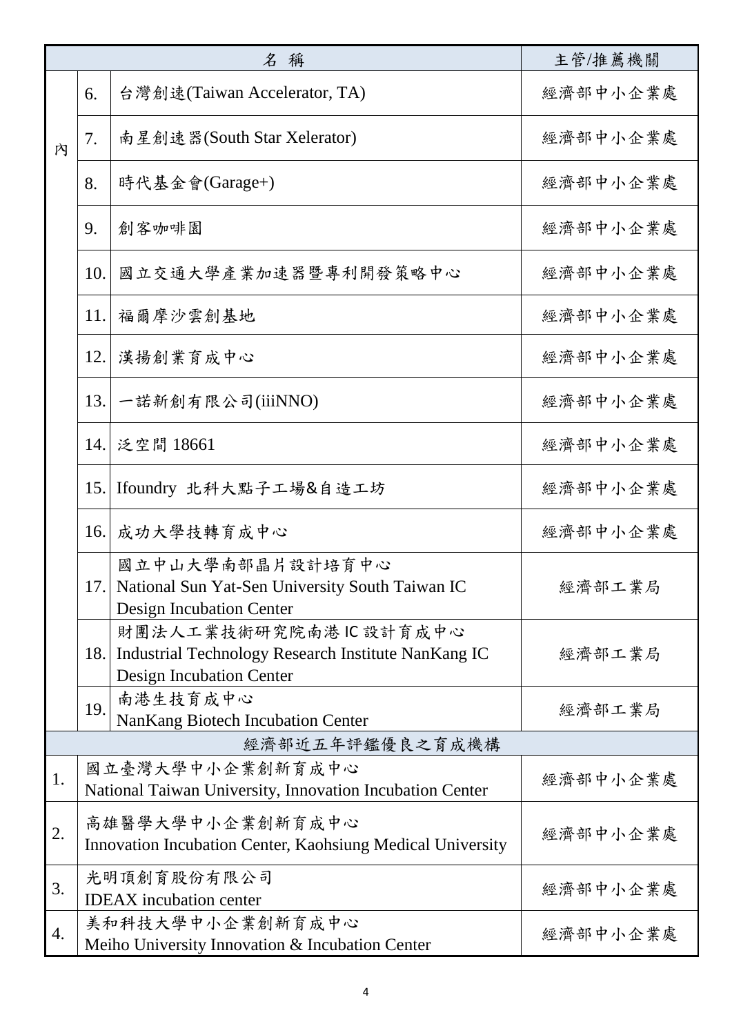| 名稱 | | | 主管/推薦機關 |
|---|---|---|---|
| 內 | 6. | 台灣創速(Taiwan Accelerator, TA) | 經濟部中小企業處 |
| | 7. | 南星創速器(South Star Xelerator) | 經濟部中小企業處 |
| | 8. | 時代基金會(Garage+) | 經濟部中小企業處 |
| | 9. | 創客咖啡園 | 經濟部中小企業處 |
| | 10. | 國立交通大學產業加速器暨專利開發策略中心 | 經濟部中小企業處 |
| | 11. | 福爾摩沙雲創基地 | 經濟部中小企業處 |
| | 12. | 漢揚創業育成中心 | 經濟部中小企業處 |
| | 13. | 一諾新創有限公司(iiiNNO) | 經濟部中小企業處 |
| | 14. | 泛空間 18661 | 經濟部中小企業處 |
| | 15. | Ifoundry 北科大點子工場&自造工坊 | 經濟部中小企業處 |
| | 16. | 成功大學技轉育成中心 | 經濟部中小企業處 |
| | 17. | 國立中山大學南部晶片設計培育中心 National Sun Yat-Sen University South Taiwan IC Design Incubation Center | 經濟部工業局 |
| | 18. | 財團法人工業技術研究院南港 IC 設計育成中心 Industrial Technology Research Institute NanKang IC Design Incubation Center | 經濟部工業局 |
| | 19. | 南港生技育成中心 NanKang Biotech Incubation Center | 經濟部工業局 |
| 經濟部近五年評鑑優良之育成機構 | | | |
| 1. | 國立臺灣大學中小企業創新育成中心 National Taiwan University, Innovation Incubation Center | | 經濟部中小企業處 |
| 2. | 高雄醫學大學中小企業創新育成中心 Innovation Incubation Center, Kaohsiung Medical University | | 經濟部中小企業處 |
| 3. | 光明頂創育股份有限公司 IDEAX incubation center | | 經濟部中小企業處 |
| 4. | 美和科技大學中小企業創新育成中心 Meiho University Innovation & Incubation Center | | 經濟部中小企業處 |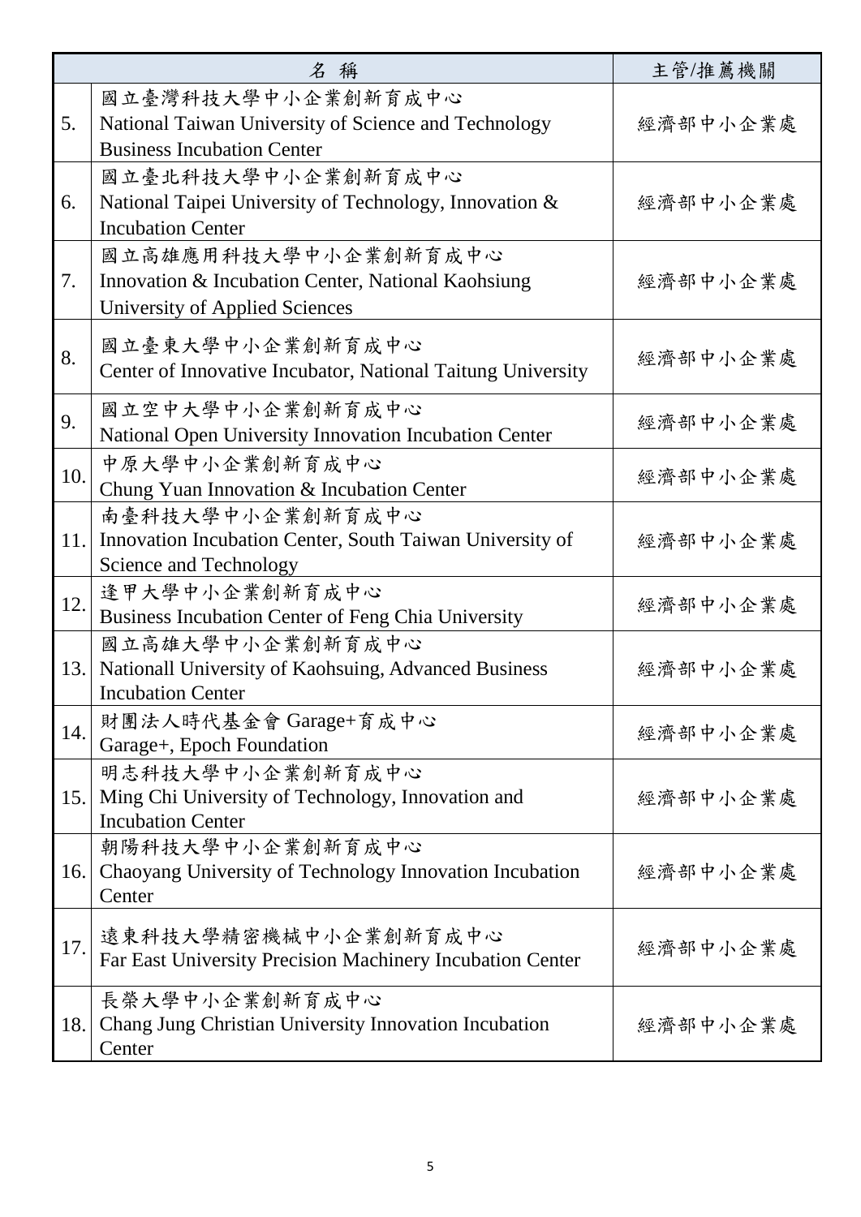| | 名 稱 | 主管/推薦機關 |
|---|---|---|
| 5. | 國立臺灣科技大學中小企業創新育成中心<br>National Taiwan University of Science and Technology Business Incubation Center | 經濟部中小企業處 |
| 6. | 國立臺北科技大學中小企業創新育成中心<br>National Taipei University of Technology, Innovation & Incubation Center | 經濟部中小企業處 |
| 7. | 國立高雄應用科技大學中小企業創新育成中心<br>Innovation & Incubation Center, National Kaohsiung University of Applied Sciences | 經濟部中小企業處 |
| 8. | 國立臺東大學中小企業創新育成中心<br>Center of Innovative Incubator, National Taitung University | 經濟部中小企業處 |
| 9. | 國立空中大學中小企業創新育成中心<br>National Open University Innovation Incubation Center | 經濟部中小企業處 |
| 10. | 中原大學中小企業創新育成中心<br>Chung Yuan Innovation & Incubation Center | 經濟部中小企業處 |
| 11. | 南臺科技大學中小企業創新育成中心<br>Innovation Incubation Center, South Taiwan University of Science and Technology | 經濟部中小企業處 |
| 12. | 逢甲大學中小企業創新育成中心<br>Business Incubation Center of Feng Chia University | 經濟部中小企業處 |
| 13. | 國立高雄大學中小企業創新育成中心<br>Nationall University of Kaohsuing, Advanced Business Incubation Center | 經濟部中小企業處 |
| 14. | 財團法人時代基金會 Garage+育成中心<br>Garage+, Epoch Foundation | 經濟部中小企業處 |
| 15. | 明志科技大學中小企業創新育成中心<br>Ming Chi University of Technology, Innovation and Incubation Center | 經濟部中小企業處 |
| 16. | 朝陽科技大學中小企業創新育成中心<br>Chaoyang University of Technology Innovation Incubation Center | 經濟部中小企業處 |
| 17. | 遠東科技大學精密機械中小企業創新育成中心<br>Far East University Precision Machinery Incubation Center | 經濟部中小企業處 |
| 18. | 長榮大學中小企業創新育成中心<br>Chang Jung Christian University Innovation Incubation Center | 經濟部中小企業處 |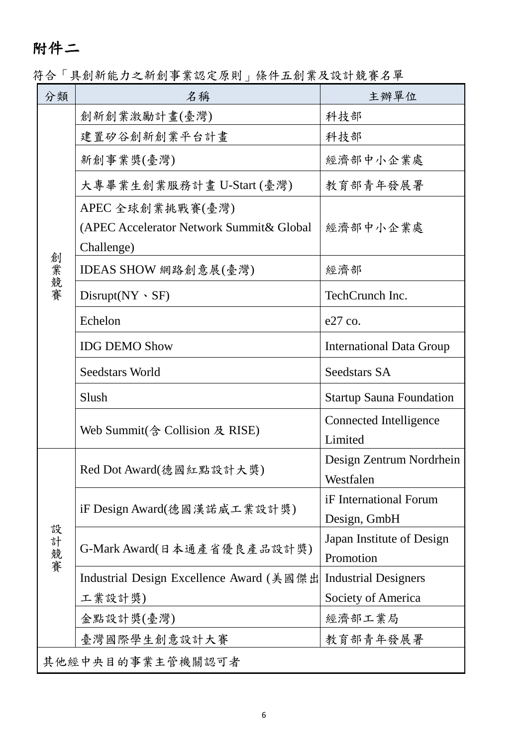# 附件二

符合「具創新能力之新創事業認定原則」條件五創業及設計競賽名單

| 分類 | 名稱 | 主辦單位 |
|---|---|---|
| 創業競賽 | 創新創業激勵計畫(臺灣) | 科技部 |
| | 建置矽谷創新創業平台計畫 | 科技部 |
| | 新創事業獎(臺灣) | 經濟部中小企業處 |
| | 大專畢業生創業服務計畫 U-Start (臺灣) | 教育部青年發展署 |
| | APEC 全球創業挑戰賽(臺灣) (APEC Accelerator Network Summit& Global Challenge) | 經濟部中小企業處 |
| | IDEAS SHOW 網路創意展(臺灣) | 經濟部 |
| | Disrupt(NY、SF) | TechCrunch Inc. |
| | Echelon | e27 co. |
| | IDG DEMO Show | International Data Group |
| | Seedstars World | Seedstars SA |
| | Slush | Startup Sauna Foundation |
| | Web Summit(含 Collision 及 RISE) | Connected Intelligence Limited |
| 設計競賽 | Red Dot Award(德國紅點設計大獎) | Design Zentrum Nordrhein Westfalen |
| | iF Design Award(德國漢諾威工業設計獎) | iF International Forum Design, GmbH |
| | G-Mark Award(日本通產省優良產品設計獎) | Japan Institute of Design Promotion |
| | Industrial Design Excellence Award (美國傑出工業設計獎) | Industrial Designers Society of America |
| | 金點設計獎(臺灣) | 經濟部工業局 |
| | 臺灣國際學生創意設計大賽 | 教育部青年發展署 |
| 其他經中央目的事業主管機關認可者 | | |